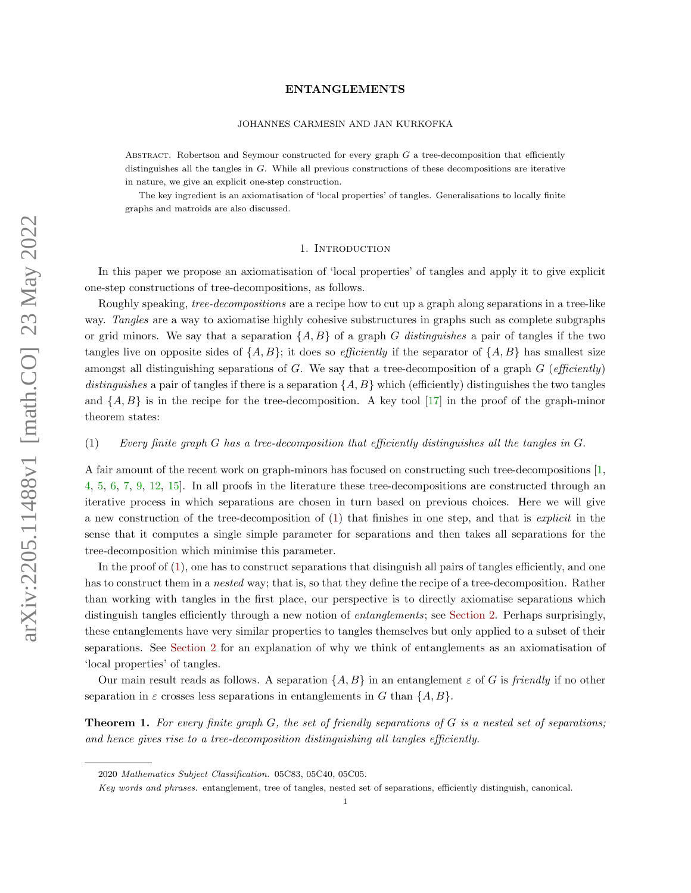# ENTANGLEMENTS

JOHANNES CARMESIN AND JAN KURKOFKA

Abstract. Robertson and Seymour constructed for every graph $G$ a tree-decomposition that efficiently distinguishes all the tangles in $G$. While all previous constructions of these decompositions are iterative in nature, we give an explicit one-step construction.

The key ingredient is an axiomatisation of 'local properties' of tangles. Generalisations to locally finite graphs and matroids are also discussed.

## 1. Introduction

In this paper we propose an axiomatisation of 'local properties' of tangles and apply it to give explicit one-step constructions of tree-decompositions, as follows.

Roughly speaking, *tree-decompositions* are a recipe how to cut up a graph along separations in a tree-like way. *Tangles* are a way to axiomatise highly cohesive substructures in graphs such as complete subgraphs or grid minors. We say that a separation $\{A, B\}$ of a graph $G$ *distinguishes* a pair of tangles if the two tangles live on opposite sides of $\{A, B\}$; it does so *efficiently* if the separator of $\{A, B\}$ has smallest size amongst all distinguishing separations of $G$. We say that a tree-decomposition of a graph $G$ (*efficiently*) *distinguishes* a pair of tangles if there is a separation $\{A, B\}$ which (efficiently) distinguishes the two tangles and $\{A, B\}$ is in the recipe for the tree-decomposition. A key tool [17] in the proof of the graph-minor theorem states:

(1) *Every finite graph $G$ has a tree-decomposition that efficiently distinguishes all the tangles in $G$.*

A fair amount of the recent work on graph-minors has focused on constructing such tree-decompositions [1, 4, 5, 6, 7, 9, 12, 15]. In all proofs in the literature these tree-decompositions are constructed through an iterative process in which separations are chosen in turn based on previous choices. Here we will give a new construction of the tree-decomposition of (1) that finishes in one step, and that is *explicit* in the sense that it computes a single simple parameter for separations and then takes all separations for the tree-decomposition which minimise this parameter.

In the proof of (1), one has to construct separations that disinguish all pairs of tangles efficiently, and one has to construct them in a *nested* way; that is, so that they define the recipe of a tree-decomposition. Rather than working with tangles in the first place, our perspective is to directly axiomatise separations which distinguish tangles efficiently through a new notion of *entanglements*; see Section 2. Perhaps surprisingly, these entanglements have very similar properties to tangles themselves but only applied to a subset of their separations. See Section 2 for an explanation of why we think of entanglements as an axiomatisation of 'local properties' of tangles.

Our main result reads as follows. A separation $\{A, B\}$ in an entanglement $\varepsilon$ of $G$ is *friendly* if no other separation in $\varepsilon$ crosses less separations in entanglements in $G$ than $\{A, B\}$.

**Theorem 1.** *For every finite graph $G$, the set of friendly separations of $G$ is a nested set of separations; and hence gives rise to a tree-decomposition distinguishing all tangles efficiently.*

---

2020 *Mathematics Subject Classification.* 05C83, 05C40, 05C05.

*Key words and phrases.* entanglement, tree of tangles, nested set of separations, efficiently distinguish, canonical.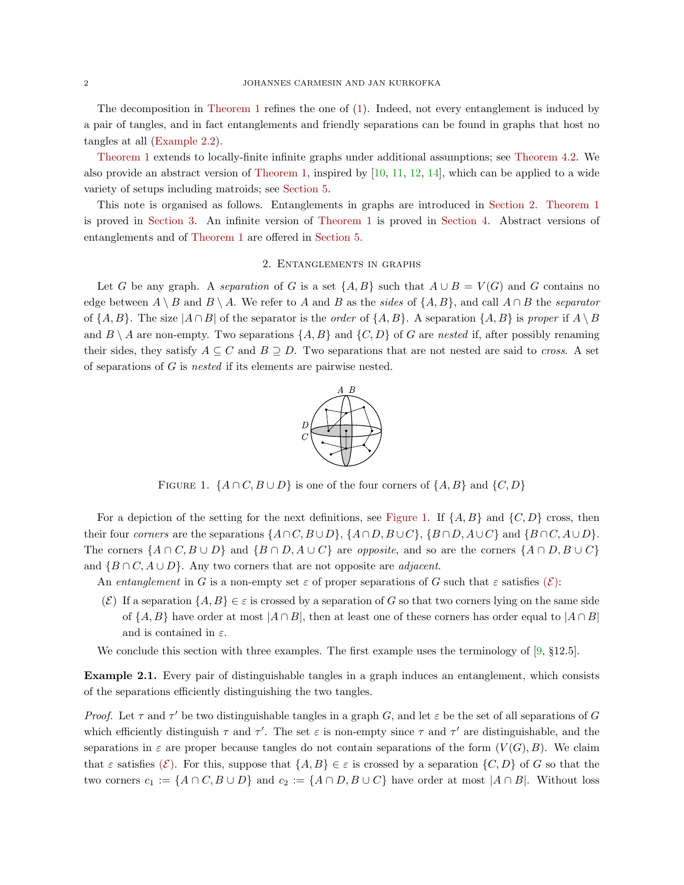The decomposition in Theorem 1 refines the one of (1). Indeed, not every entanglement is induced by a pair of tangles, and in fact entanglements and friendly separations can be found in graphs that host no tangles at all (Example 2.2).

Theorem 1 extends to locally-finite infinite graphs under additional assumptions; see Theorem 4.2. We also provide an abstract version of Theorem 1, inspired by [10, 11, 12, 14], which can be applied to a wide variety of setups including matroids; see Section 5.

This note is organised as follows. Entanglements in graphs are introduced in Section 2. Theorem 1 is proved in Section 3. An infinite version of Theorem 1 is proved in Section 4. Abstract versions of entanglements and of Theorem 1 are offered in Section 5.

## 2. Entanglements in graphs

Let $G$ be any graph. A *separation* of $G$ is a set $\{A, B\}$ such that $A \cup B = V(G)$ and $G$ contains no edge between $A \setminus B$ and $B \setminus A$. We refer to $A$ and $B$ as the *sides* of $\{A, B\}$, and call $A \cap B$ the *separator* of $\{A, B\}$. The size $|A \cap B|$ of the separator is the *order* of $\{A, B\}$. A separation $\{A, B\}$ is *proper* if $A \setminus B$ and $B \setminus A$ are non-empty. Two separations $\{A, B\}$ and $\{C, D\}$ of $G$ are *nested* if, after possibly renaming their sides, they satisfy $A \subseteq C$ and $B \supseteq D$. Two separations that are not nested are said to *cross*. A set of separations of $G$ is *nested* if its elements are pairwise nested.

Figure 1. $\{A \cap C, B \cup D\}$ is one of the four corners of $\{A, B\}$ and $\{C, D\}$

For a depiction of the setting for the next definitions, see Figure 1. If $\{A, B\}$ and $\{C, D\}$ cross, then their four *corners* are the separations $\{A \cap C, B \cup D\}$, $\{A \cap D, B \cup C\}$, $\{B \cap D, A \cup C\}$ and $\{B \cap C, A \cup D\}$. The corners $\{A \cap C, B \cup D\}$ and $\{B \cap D, A \cup C\}$ are *opposite*, and so are the corners $\{A \cap D, B \cup C\}$ and $\{B \cap C, A \cup D\}$. Any two corners that are not opposite are *adjacent*.

An *entanglement* in $G$ is a non-empty set $\varepsilon$ of proper separations of $G$ such that $\varepsilon$ satisfies $(\mathcal{E})$:

$(\mathcal{E})$ If a separation $\{A, B\} \in \varepsilon$ is crossed by a separation of $G$ so that two corners lying on the same side of $\{A, B\}$ have order at most $|A \cap B|$, then at least one of these corners has order equal to $|A \cap B|$ and is contained in $\varepsilon$.

We conclude this section with three examples. The first example uses the terminology of [9, §12.5].

**Example 2.1.** Every pair of distinguishable tangles in a graph induces an entanglement, which consists of the separations efficiently distinguishing the two tangles.

*Proof.* Let $\tau$ and $\tau'$ be two distinguishable tangles in a graph $G$, and let $\varepsilon$ be the set of all separations of $G$ which efficiently distinguish $\tau$ and $\tau'$. The set $\varepsilon$ is non-empty since $\tau$ and $\tau'$ are distinguishable, and the separations in $\varepsilon$ are proper because tangles do not contain separations of the form $(V(G), B)$. We claim that $\varepsilon$ satisfies $(\mathcal{E})$. For this, suppose that $\{A, B\} \in \varepsilon$ is crossed by a separation $\{C, D\}$ of $G$ so that the two corners $c_1 := \{A \cap C, B \cup D\}$ and $c_2 := \{A \cap D, B \cup C\}$ have order at most $|A \cap B|$. Without loss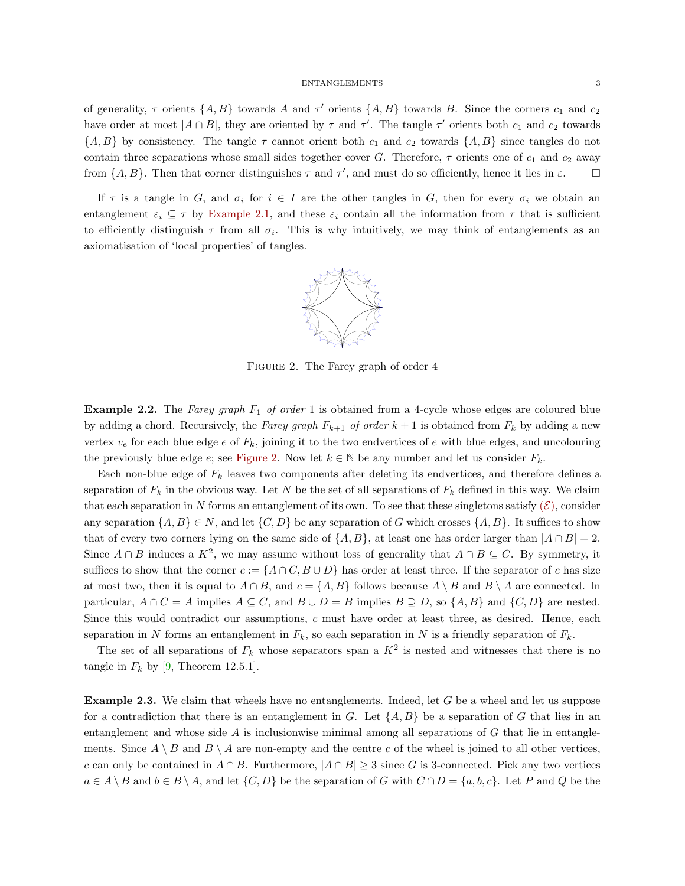of generality, $\tau$ orients $\{A, B\}$ towards $A$ and $\tau'$ orients $\{A, B\}$ towards $B$. Since the corners $c_1$ and $c_2$ have order at most $|A \cap B|$, they are oriented by $\tau$ and $\tau'$. The tangle $\tau'$ orients both $c_1$ and $c_2$ towards $\{A, B\}$ by consistency. The tangle $\tau$ cannot orient both $c_1$ and $c_2$ towards $\{A, B\}$ since tangles do not contain three separations whose small sides together cover $G$. Therefore, $\tau$ orients one of $c_1$ and $c_2$ away from $\{A, B\}$. Then that corner distinguishes $\tau$ and $\tau'$, and must do so efficiently, hence it lies in $\varepsilon$. □

If $\tau$ is a tangle in $G$, and $\sigma_i$ for $i \in I$ are the other tangles in $G$, then for every $\sigma_i$ we obtain an entanglement $\varepsilon_i \subseteq \tau$ by Example 2.1, and these $\varepsilon_i$ contain all the information from $\tau$ that is sufficient to efficiently distinguish $\tau$ from all $\sigma_i$. This is why intuitively, we may think of entanglements as an axiomatisation of 'local properties' of tangles.

Figure 2. The Farey graph of order 4

**Example 2.2.** The *Farey graph $F_1$ of order* 1 is obtained from a 4-cycle whose edges are coloured blue by adding a chord. Recursively, the *Farey graph $F_{k+1}$ of order $k+1$* is obtained from $F_k$ by adding a new vertex $v_e$ for each blue edge $e$ of $F_k$, joining it to the two endvertices of $e$ with blue edges, and uncolouring the previously blue edge $e$; see Figure 2. Now let $k \in \mathbb{N}$ be any number and let us consider $F_k$.

Each non-blue edge of $F_k$ leaves two components after deleting its endvertices, and therefore defines a separation of $F_k$ in the obvious way. Let $N$ be the set of all separations of $F_k$ defined in this way. We claim that each separation in $N$ forms an entanglement of its own. To see that these singletons satisfy $(\mathcal{E})$, consider any separation $\{A, B\} \in N$, and let $\{C, D\}$ be any separation of $G$ which crosses $\{A, B\}$. It suffices to show that of every two corners lying on the same side of $\{A, B\}$, at least one has order larger than $|A \cap B| = 2$. Since $A \cap B$ induces a $K^2$, we may assume without loss of generality that $A \cap B \subseteq C$. By symmetry, it suffices to show that the corner $c := \{A \cap C, B \cup D\}$ has order at least three. If the separator of $c$ has size at most two, then it is equal to $A \cap B$, and $c = \{A, B\}$ follows because $A \setminus B$ and $B \setminus A$ are connected. In particular, $A \cap C = A$ implies $A \subseteq C$, and $B \cup D = B$ implies $B \supseteq D$, so $\{A, B\}$ and $\{C, D\}$ are nested. Since this would contradict our assumptions, $c$ must have order at least three, as desired. Hence, each separation in $N$ forms an entanglement in $F_k$, so each separation in $N$ is a friendly separation of $F_k$.

The set of all separations of $F_k$ whose separators span a $K^2$ is nested and witnesses that there is no tangle in $F_k$ by [9, Theorem 12.5.1].

**Example 2.3.** We claim that wheels have no entanglements. Indeed, let $G$ be a wheel and let us suppose for a contradiction that there is an entanglement in $G$. Let $\{A, B\}$ be a separation of $G$ that lies in an entanglement and whose side $A$ is inclusionwise minimal among all separations of $G$ that lie in entanglements. Since $A \setminus B$ and $B \setminus A$ are non-empty and the centre $c$ of the wheel is joined to all other vertices, $c$ can only be contained in $A \cap B$. Furthermore, $|A \cap B| \geq 3$ since $G$ is 3-connected. Pick any two vertices $a \in A \setminus B$ and $b \in B \setminus A$, and let $\{C, D\}$ be the separation of $G$ with $C \cap D = \{a, b, c\}$. Let $P$ and $Q$ be the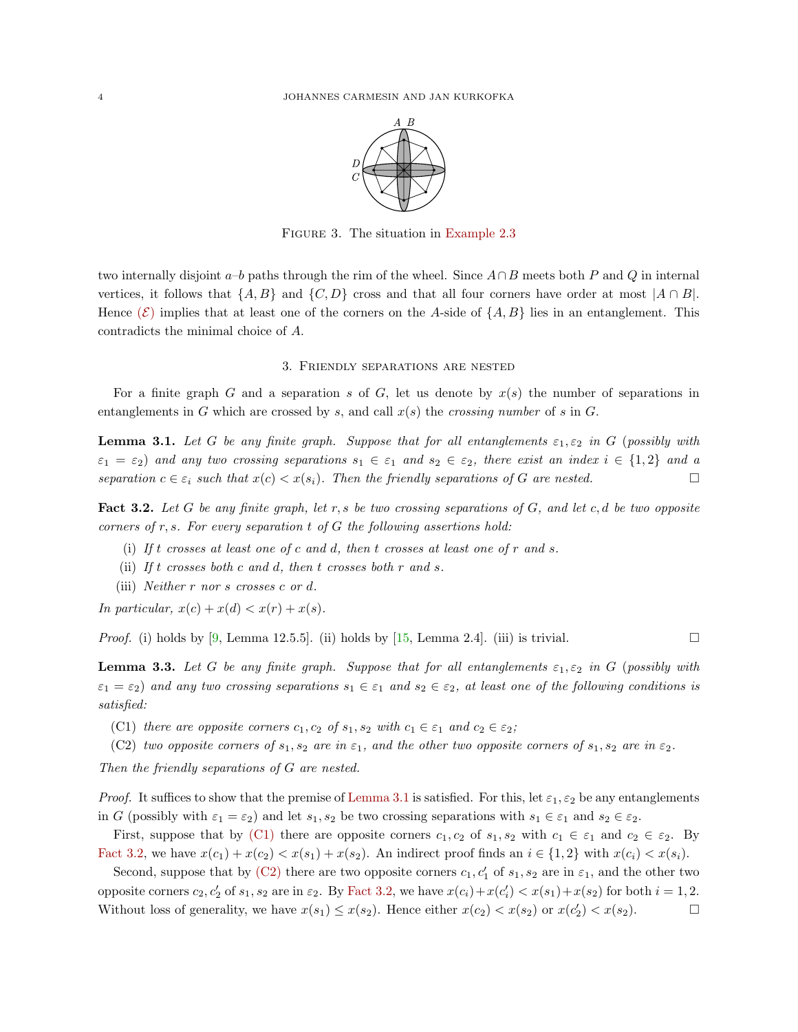FIGURE 3. The situation in Example 2.3

two internally disjoint $a$–$b$ paths through the rim of the wheel. Since $A \cap B$ meets both $P$ and $Q$ in internal vertices, it follows that $\{A, B\}$ and $\{C, D\}$ cross and that all four corners have order at most $|A \cap B|$. Hence $(\mathcal{E})$ implies that at least one of the corners on the $A$-side of $\{A, B\}$ lies in an entanglement. This contradicts the minimal choice of $A$.

## 3. Friendly separations are nested

For a finite graph $G$ and a separation $s$ of $G$, let us denote by $x(s)$ the number of separations in entanglements in $G$ which are crossed by $s$, and call $x(s)$ the *crossing number* of $s$ in $G$.

**Lemma 3.1.** *Let $G$ be any finite graph. Suppose that for all entanglements $\varepsilon_1, \varepsilon_2$ in $G$ (possibly with $\varepsilon_1 = \varepsilon_2$) and any two crossing separations $s_1 \in \varepsilon_1$ and $s_2 \in \varepsilon_2$, there exist an index $i \in \{1, 2\}$ and a separation $c \in \varepsilon_i$ such that $x(c) < x(s_i)$. Then the friendly separations of $G$ are nested.* □

**Fact 3.2.** *Let $G$ be any finite graph, let $r, s$ be two crossing separations of $G$, and let $c, d$ be two opposite corners of $r, s$. For every separation $t$ of $G$ the following assertions hold:*

(i) *If $t$ crosses at least one of $c$ and $d$, then $t$ crosses at least one of $r$ and $s$.*
(ii) *If $t$ crosses both $c$ and $d$, then $t$ crosses both $r$ and $s$.*
(iii) *Neither $r$ nor $s$ crosses $c$ or $d$.*

*In particular, $x(c) + x(d) < x(r) + x(s)$.*

*Proof.* (i) holds by [9, Lemma 12.5.5]. (ii) holds by [15, Lemma 2.4]. (iii) is trivial. □

**Lemma 3.3.** *Let $G$ be any finite graph. Suppose that for all entanglements $\varepsilon_1, \varepsilon_2$ in $G$ (possibly with $\varepsilon_1 = \varepsilon_2$) and any two crossing separations $s_1 \in \varepsilon_1$ and $s_2 \in \varepsilon_2$, at least one of the following conditions is satisfied:*

(C1) *there are opposite corners $c_1, c_2$ of $s_1, s_2$ with $c_1 \in \varepsilon_1$ and $c_2 \in \varepsilon_2$;*
(C2) *two opposite corners of $s_1, s_2$ are in $\varepsilon_1$, and the other two opposite corners of $s_1, s_2$ are in $\varepsilon_2$.*

*Then the friendly separations of $G$ are nested.*

*Proof.* It suffices to show that the premise of Lemma 3.1 is satisfied. For this, let $\varepsilon_1, \varepsilon_2$ be any entanglements in $G$ (possibly with $\varepsilon_1 = \varepsilon_2$) and let $s_1, s_2$ be two crossing separations with $s_1 \in \varepsilon_1$ and $s_2 \in \varepsilon_2$.

First, suppose that by (C1) there are opposite corners $c_1, c_2$ of $s_1, s_2$ with $c_1 \in \varepsilon_1$ and $c_2 \in \varepsilon_2$. By Fact 3.2, we have $x(c_1) + x(c_2) < x(s_1) + x(s_2)$. An indirect proof finds an $i \in \{1, 2\}$ with $x(c_i) < x(s_i)$.

Second, suppose that by (C2) there are two opposite corners $c_1, c_1'$ of $s_1, s_2$ are in $\varepsilon_1$, and the other two opposite corners $c_2, c_2'$ of $s_1, s_2$ are in $\varepsilon_2$. By Fact 3.2, we have $x(c_i) + x(c_i') < x(s_1) + x(s_2)$ for both $i = 1, 2$. Without loss of generality, we have $x(s_1) \leq x(s_2)$. Hence either $x(c_2) < x(s_2)$ or $x(c_2') < x(s_2)$. □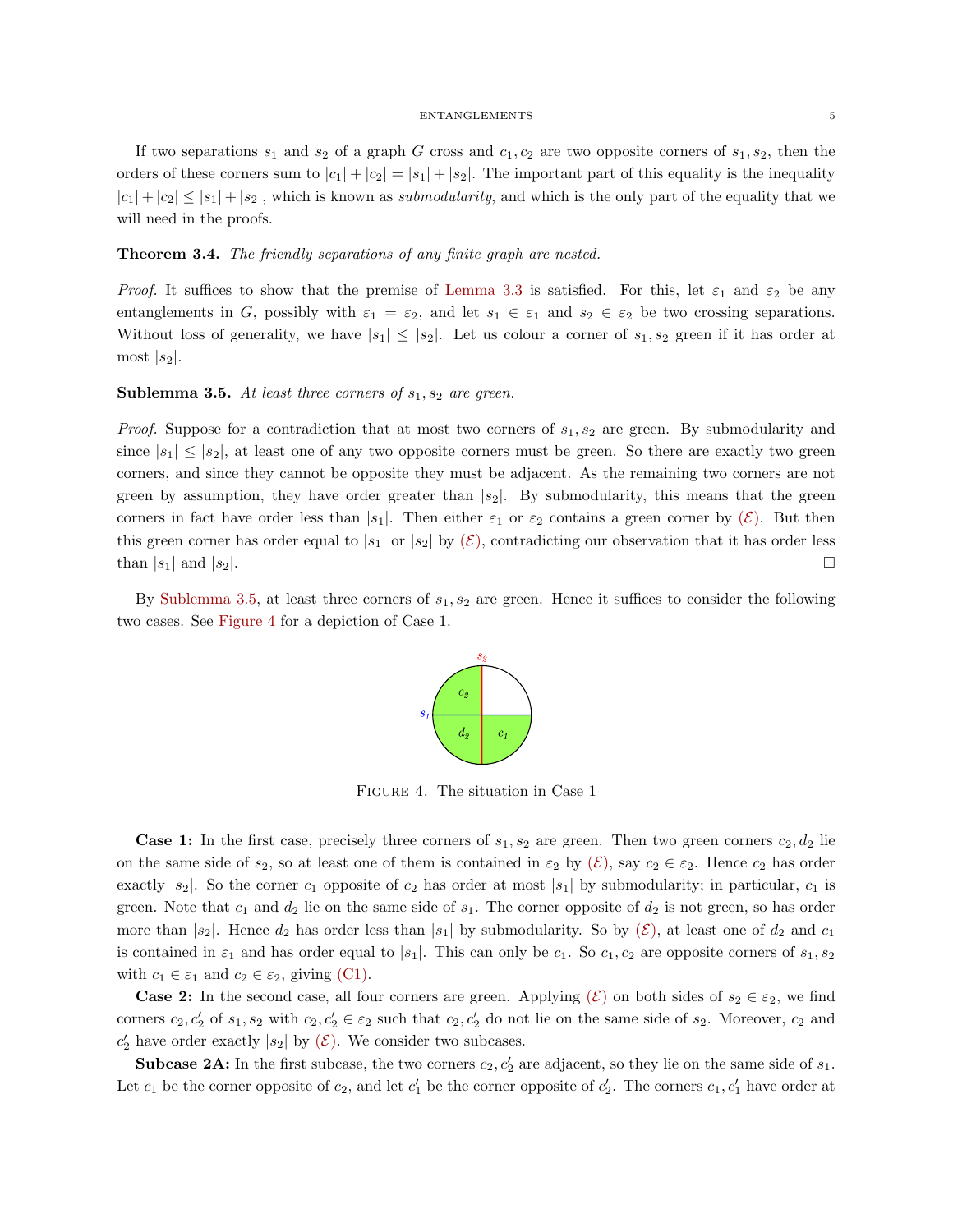If two separations $s_1$ and $s_2$ of a graph $G$ cross and $c_1, c_2$ are two opposite corners of $s_1, s_2$, then the orders of these corners sum to $|c_1| + |c_2| = |s_1| + |s_2|$. The important part of this equality is the inequality $|c_1| + |c_2| \le |s_1| + |s_2|$, which is known as *submodularity*, and which is the only part of the equality that we will need in the proofs.

**Theorem 3.4.** *The friendly separations of any finite graph are nested.*

*Proof.* It suffices to show that the premise of Lemma 3.3 is satisfied. For this, let $\varepsilon_1$ and $\varepsilon_2$ be any entanglements in $G$, possibly with $\varepsilon_1 = \varepsilon_2$, and let $s_1 \in \varepsilon_1$ and $s_2 \in \varepsilon_2$ be two crossing separations. Without loss of generality, we have $|s_1| \le |s_2|$. Let us colour a corner of $s_1, s_2$ green if it has order at most $|s_2|$.

**Sublemma 3.5.** *At least three corners of $s_1, s_2$ are green.*

*Proof.* Suppose for a contradiction that at most two corners of $s_1, s_2$ are green. By submodularity and since $|s_1| \le |s_2|$, at least one of any two opposite corners must be green. So there are exactly two green corners, and since they cannot be opposite they must be adjacent. As the remaining two corners are not green by assumption, they have order greater than $|s_2|$. By submodularity, this means that the green corners in fact have order less than $|s_1|$. Then either $\varepsilon_1$ or $\varepsilon_2$ contains a green corner by $(\mathcal{E})$. But then this green corner has order equal to $|s_1|$ or $|s_2|$ by $(\mathcal{E})$, contradicting our observation that it has order less than $|s_1|$ and $|s_2|$. □

By Sublemma 3.5, at least three corners of $s_1, s_2$ are green. Hence it suffices to consider the following two cases. See Figure 4 for a depiction of Case 1.

Figure 4. The situation in Case 1

**Case 1:** In the first case, precisely three corners of $s_1, s_2$ are green. Then two green corners $c_2, d_2$ lie on the same side of $s_2$, so at least one of them is contained in $\varepsilon_2$ by $(\mathcal{E})$, say $c_2 \in \varepsilon_2$. Hence $c_2$ has order exactly $|s_2|$. So the corner $c_1$ opposite of $c_2$ has order at most $|s_1|$ by submodularity; in particular, $c_1$ is green. Note that $c_1$ and $d_2$ lie on the same side of $s_1$. The corner opposite of $d_2$ is not green, so has order more than $|s_2|$. Hence $d_2$ has order less than $|s_1|$ by submodularity. So by $(\mathcal{E})$, at least one of $d_2$ and $c_1$ is contained in $\varepsilon_1$ and has order equal to $|s_1|$. This can only be $c_1$. So $c_1, c_2$ are opposite corners of $s_1, s_2$ with $c_1 \in \varepsilon_1$ and $c_2 \in \varepsilon_2$, giving (C1).

**Case 2:** In the second case, all four corners are green. Applying $(\mathcal{E})$ on both sides of $s_2 \in \varepsilon_2$, we find corners $c_2, c_2'$ of $s_1, s_2$ with $c_2, c_2' \in \varepsilon_2$ such that $c_2, c_2'$ do not lie on the same side of $s_2$. Moreover, $c_2$ and $c_2'$ have order exactly $|s_2|$ by $(\mathcal{E})$. We consider two subcases.

**Subcase 2A:** In the first subcase, the two corners $c_2, c_2'$ are adjacent, so they lie on the same side of $s_1$. Let $c_1$ be the corner opposite of $c_2$, and let $c_1'$ be the corner opposite of $c_2'$. The corners $c_1, c_1'$ have order at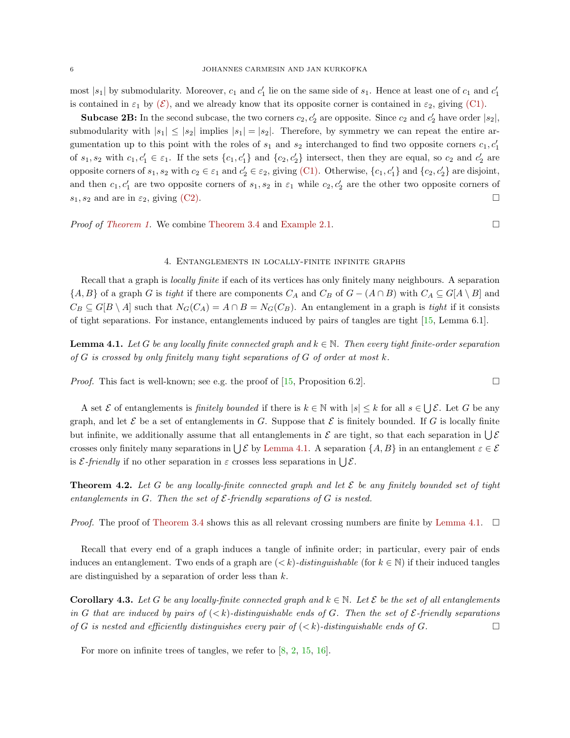most $|s_1|$ by submodularity. Moreover, $c_1$ and $c_1'$ lie on the same side of $s_1$. Hence at least one of $c_1$ and $c_1'$ is contained in $\varepsilon_1$ by ($\mathcal{E}$), and we already know that its opposite corner is contained in $\varepsilon_2$, giving (C1).

**Subcase 2B:** In the second subcase, the two corners $c_2, c_2'$ are opposite. Since $c_2$ and $c_2'$ have order $|s_2|$, submodularity with $|s_1| \leq |s_2|$ implies $|s_1| = |s_2|$. Therefore, by symmetry we can repeat the entire argumentation up to this point with the roles of $s_1$ and $s_2$ interchanged to find two opposite corners $c_1, c_1'$ of $s_1, s_2$ with $c_1, c_1' \in \varepsilon_1$. If the sets $\{c_1, c_1'\}$ and $\{c_2, c_2'\}$ intersect, then they are equal, so $c_2$ and $c_2'$ are opposite corners of $s_1, s_2$ with $c_2 \in \varepsilon_1$ and $c_2' \in \varepsilon_2$, giving (C1). Otherwise, $\{c_1, c_1'\}$ and $\{c_2, c_2'\}$ are disjoint, and then $c_1, c_1'$ are two opposite corners of $s_1, s_2$ in $\varepsilon_1$ while $c_2, c_2'$ are the other two opposite corners of $s_1, s_2$ and are in $\varepsilon_2$, giving (C2). □

*Proof of Theorem 1.* We combine Theorem 3.4 and Example 2.1. □

## 4. Entanglements in locally-finite infinite graphs

Recall that a graph is *locally finite* if each of its vertices has only finitely many neighbours. A separation $\{A, B\}$ of a graph $G$ is *tight* if there are components $C_A$ and $C_B$ of $G - (A \cap B)$ with $C_A \subseteq G[A \setminus B]$ and $C_B \subseteq G[B \setminus A]$ such that $N_G(C_A) = A \cap B = N_G(C_B)$. An entanglement in a graph is *tight* if it consists of tight separations. For instance, entanglements induced by pairs of tangles are tight [15, Lemma 6.1].

**Lemma 4.1.** *Let $G$ be any locally finite connected graph and $k \in \mathbb{N}$. Then every tight finite-order separation of $G$ is crossed by only finitely many tight separations of $G$ of order at most $k$.*

*Proof.* This fact is well-known; see e.g. the proof of [15, Proposition 6.2]. □

A set $\mathcal{E}$ of entanglements is *finitely bounded* if there is $k \in \mathbb{N}$ with $|s| \leq k$ for all $s \in \bigcup \mathcal{E}$. Let $G$ be any graph, and let $\mathcal{E}$ be a set of entanglements in $G$. Suppose that $\mathcal{E}$ is finitely bounded. If $G$ is locally finite but infinite, we additionally assume that all entanglements in $\mathcal{E}$ are tight, so that each separation in $\bigcup \mathcal{E}$ crosses only finitely many separations in $\bigcup \mathcal{E}$ by Lemma 4.1. A separation $\{A, B\}$ in an entanglement $\varepsilon \in \mathcal{E}$ is *$\mathcal{E}$-friendly* if no other separation in $\varepsilon$ crosses less separations in $\bigcup \mathcal{E}$.

**Theorem 4.2.** *Let $G$ be any locally-finite connected graph and let $\mathcal{E}$ be any finitely bounded set of tight entanglements in $G$. Then the set of $\mathcal{E}$-friendly separations of $G$ is nested.*

*Proof.* The proof of Theorem 3.4 shows this as all relevant crossing numbers are finite by Lemma 4.1. □

Recall that every end of a graph induces a tangle of infinite order; in particular, every pair of ends induces an entanglement. Two ends of a graph are $({<}\,k)$*-distinguishable* (for $k \in \mathbb{N}$) if their induced tangles are distinguished by a separation of order less than $k$.

**Corollary 4.3.** *Let $G$ be any locally-finite connected graph and $k \in \mathbb{N}$. Let $\mathcal{E}$ be the set of all entanglements in $G$ that are induced by pairs of $({<}\,k)$-distinguishable ends of $G$. Then the set of $\mathcal{E}$-friendly separations of $G$ is nested and efficiently distinguishes every pair of $({<}\,k)$-distinguishable ends of $G$.* □

For more on infinite trees of tangles, we refer to [8, 2, 15, 16].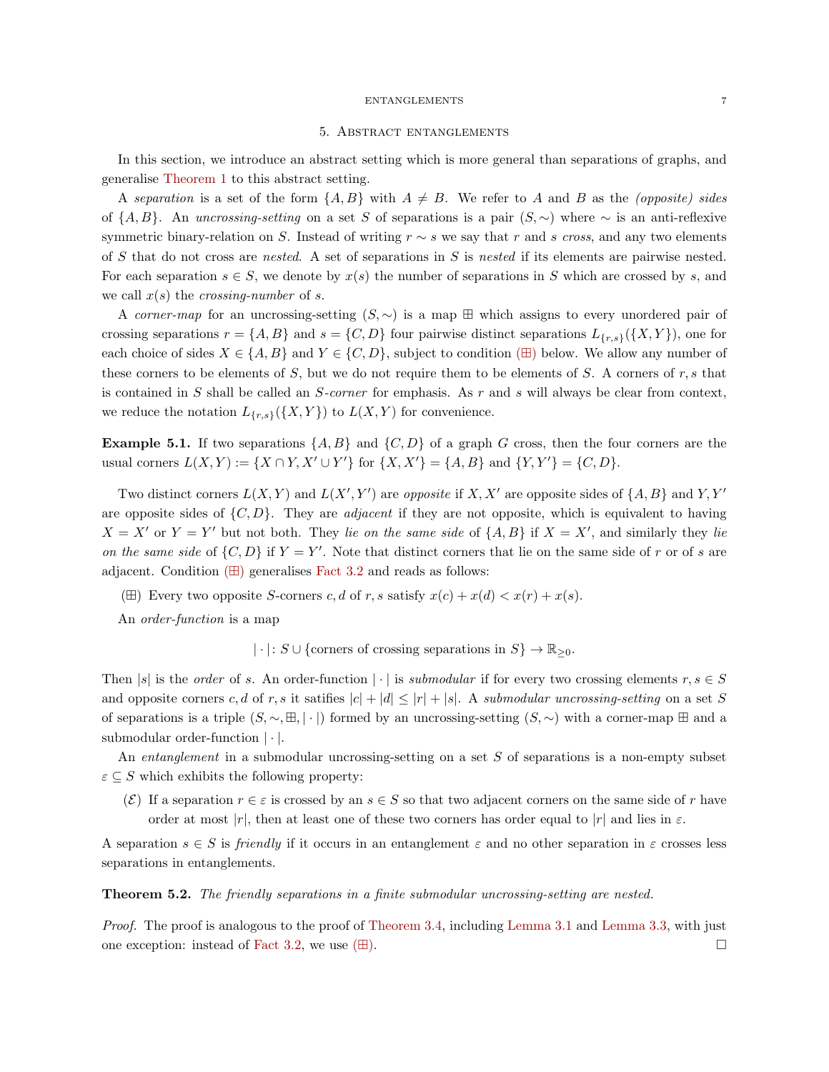## 5. Abstract entanglements

In this section, we introduce an abstract setting which is more general than separations of graphs, and generalise Theorem 1 to this abstract setting.

A *separation* is a set of the form $\{A, B\}$ with $A \neq B$. We refer to $A$ and $B$ as the *(opposite) sides* of $\{A, B\}$. An *uncrossing-setting* on a set $S$ of separations is a pair $(S, \sim)$ where $\sim$ is an anti-reflexive symmetric binary-relation on $S$. Instead of writing $r \sim s$ we say that $r$ and $s$ *cross*, and any two elements of $S$ that do not cross are *nested*. A set of separations in $S$ is *nested* if its elements are pairwise nested. For each separation $s \in S$, we denote by $x(s)$ the number of separations in $S$ which are crossed by $s$, and we call $x(s)$ the *crossing-number* of $s$.

A *corner-map* for an uncrossing-setting $(S, \sim)$ is a map $\boxplus$ which assigns to every unordered pair of crossing separations $r = \{A, B\}$ and $s = \{C, D\}$ four pairwise distinct separations $L_{\{r,s\}}(\{X, Y\})$, one for each choice of sides $X \in \{A, B\}$ and $Y \in \{C, D\}$, subject to condition ($\boxplus$) below. We allow any number of these corners to be elements of $S$, but we do not require them to be elements of $S$. A corners of $r, s$ that is contained in $S$ shall be called an *$S$-corner* for emphasis. As $r$ and $s$ will always be clear from context, we reduce the notation $L_{\{r,s\}}(\{X, Y\})$ to $L(X, Y)$ for convenience.

**Example 5.1.** If two separations $\{A, B\}$ and $\{C, D\}$ of a graph $G$ cross, then the four corners are the usual corners $L(X, Y) := \{X \cap Y, X' \cup Y'\}$ for $\{X, X'\} = \{A, B\}$ and $\{Y, Y'\} = \{C, D\}$.

Two distinct corners $L(X, Y)$ and $L(X', Y')$ are *opposite* if $X, X'$ are opposite sides of $\{A, B\}$ and $Y, Y'$ are opposite sides of $\{C, D\}$. They are *adjacent* if they are not opposite, which is equivalent to having $X = X'$ or $Y = Y'$ but not both. They *lie on the same side* of $\{A, B\}$ if $X = X'$, and similarly they *lie on the same side* of $\{C, D\}$ if $Y = Y'$. Note that distinct corners that lie on the same side of $r$ or of $s$ are adjacent. Condition ($\boxplus$) generalises Fact 3.2 and reads as follows:

($\boxplus$) Every two opposite $S$-corners $c, d$ of $r, s$ satisfy $x(c) + x(d) < x(r) + x(s)$.

An *order-function* is a map

$$|\cdot|\colon S \cup \{\text{corners of crossing separations in } S\} \to \mathbb{R}_{\geq 0}.$$

Then $|s|$ is the *order* of $s$. An order-function $|\cdot|$ is *submodular* if for every two crossing elements $r, s \in S$ and opposite corners $c, d$ of $r, s$ it satifies $|c| + |d| \leq |r| + |s|$. A *submodular uncrossing-setting* on a set $S$ of separations is a triple $(S, \sim, \boxplus, |\cdot|)$ formed by an uncrossing-setting $(S, \sim)$ with a corner-map $\boxplus$ and a submodular order-function $|\cdot|$.

An *entanglement* in a submodular uncrossing-setting on a set $S$ of separations is a non-empty subset $\varepsilon \subseteq S$ which exhibits the following property:

($\mathcal{E}$) If a separation $r \in \varepsilon$ is crossed by an $s \in S$ so that two adjacent corners on the same side of $r$ have order at most $|r|$, then at least one of these two corners has order equal to $|r|$ and lies in $\varepsilon$.

A separation $s \in S$ is *friendly* if it occurs in an entanglement $\varepsilon$ and no other separation in $\varepsilon$ crosses less separations in entanglements.

**Theorem 5.2.** *The friendly separations in a finite submodular uncrossing-setting are nested.*

*Proof.* The proof is analogous to the proof of Theorem 3.4, including Lemma 3.1 and Lemma 3.3, with just one exception: instead of Fact 3.2, we use ($\boxplus$). □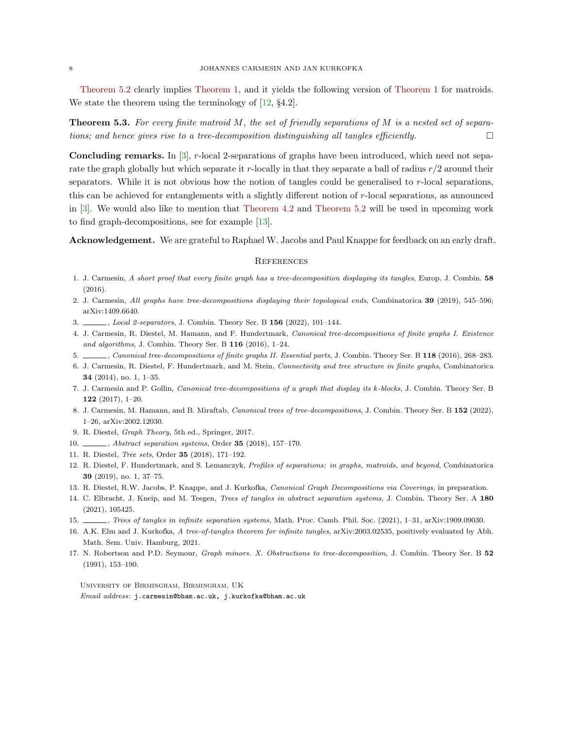Theorem 5.2 clearly implies Theorem 1, and it yields the following version of Theorem 1 for matroids. We state the theorem using the terminology of [12, §4.2].

**Theorem 5.3.** *For every finite matroid $M$, the set of friendly separations of $M$ is a nested set of separations; and hence gives rise to a tree-decomposition distinguishing all tangles efficiently.* □

**Concluding remarks.** In [3], $r$-local 2-separations of graphs have been introduced, which need not separate the graph globally but which separate it $r$-locally in that they separate a ball of radius $r/2$ around their separators. While it is not obvious how the notion of tangles could be generalised to $r$-local separations, this can be achieved for entanglements with a slightly different notion of $r$-local separations, as announced in [3]. We would also like to mention that Theorem 4.2 and Theorem 5.2 will be used in upcoming work to find graph-decompositions, see for example [13].

**Acknowledgement.** We are grateful to Raphael W. Jacobs and Paul Knappe for feedback on an early draft.

## References

1. J. Carmesin, *A short proof that every finite graph has a tree-decomposition displaying its tangles*, Europ. J. Combin. **58** (2016).
2. J. Carmesin, *All graphs have tree-decompositions displaying their topological ends*, Combinatorica **39** (2019), 545–596; arXiv:1409.6640.
3. ______, *Local 2-separators*, J. Combin. Theory Ser. B **156** (2022), 101–144.
4. J. Carmesin, R. Diestel, M. Hamann, and F. Hundertmark, *Canonical tree-decompositions of finite graphs I. Existence and algorithms*, J. Combin. Theory Ser. B **116** (2016), 1–24.
5. ______, *Canonical tree-decompositions of finite graphs II. Essential parts*, J. Combin. Theory Ser. B **118** (2016), 268–283.
6. J. Carmesin, R. Diestel, F. Hundertmark, and M. Stein, *Connectivity and tree structure in finite graphs*, Combinatorica **34** (2014), no. 1, 1–35.
7. J. Carmesin and P. Gollin, *Canonical tree-decompositions of a graph that display its k-blocks*, J. Combin. Theory Ser. B **122** (2017), 1–20.
8. J. Carmesin, M. Hamann, and B. Miraftab, *Canonical trees of tree-decompositions*, J. Combin. Theory Ser. B **152** (2022), 1–26, arXiv:2002.12030.
9. R. Diestel, *Graph Theory*, 5th ed., Springer, 2017.
10. ______, *Abstract separation systems*, Order **35** (2018), 157–170.
11. R. Diestel, *Tree sets*, Order **35** (2018), 171–192.
12. R. Diestel, F. Hundertmark, and S. Lemanczyk, *Profiles of separations: in graphs, matroids, and beyond*, Combinatorica **39** (2019), no. 1, 37–75.
13. R. Diestel, R.W. Jacobs, P. Knappe, and J. Kurkofka, *Canonical Graph Decompositions via Coverings*, in preparation.
14. C. Elbracht, J. Kneip, and M. Teegen, *Trees of tangles in abstract separation systems*, J. Combin. Theory Ser. A **180** (2021), 105425.
15. ______, *Trees of tangles in infinite separation systems*, Math. Proc. Camb. Phil. Soc. (2021), 1–31, arXiv:1909.09030.
16. A.K. Elm and J. Kurkofka, *A tree-of-tangles theorem for infinite tangles*, arXiv:2003.02535, positively evaluated by Abh. Math. Sem. Univ. Hamburg, 2021.
17. N. Robertson and P.D. Seymour, *Graph minors. X. Obstructions to tree-decomposition*, J. Combin. Theory Ser. B **52** (1991), 153–190.

University of Birmingham, Birmingham, UK
*Email address*: j.carmesin@bham.ac.uk, j.kurkofka@bham.ac.uk